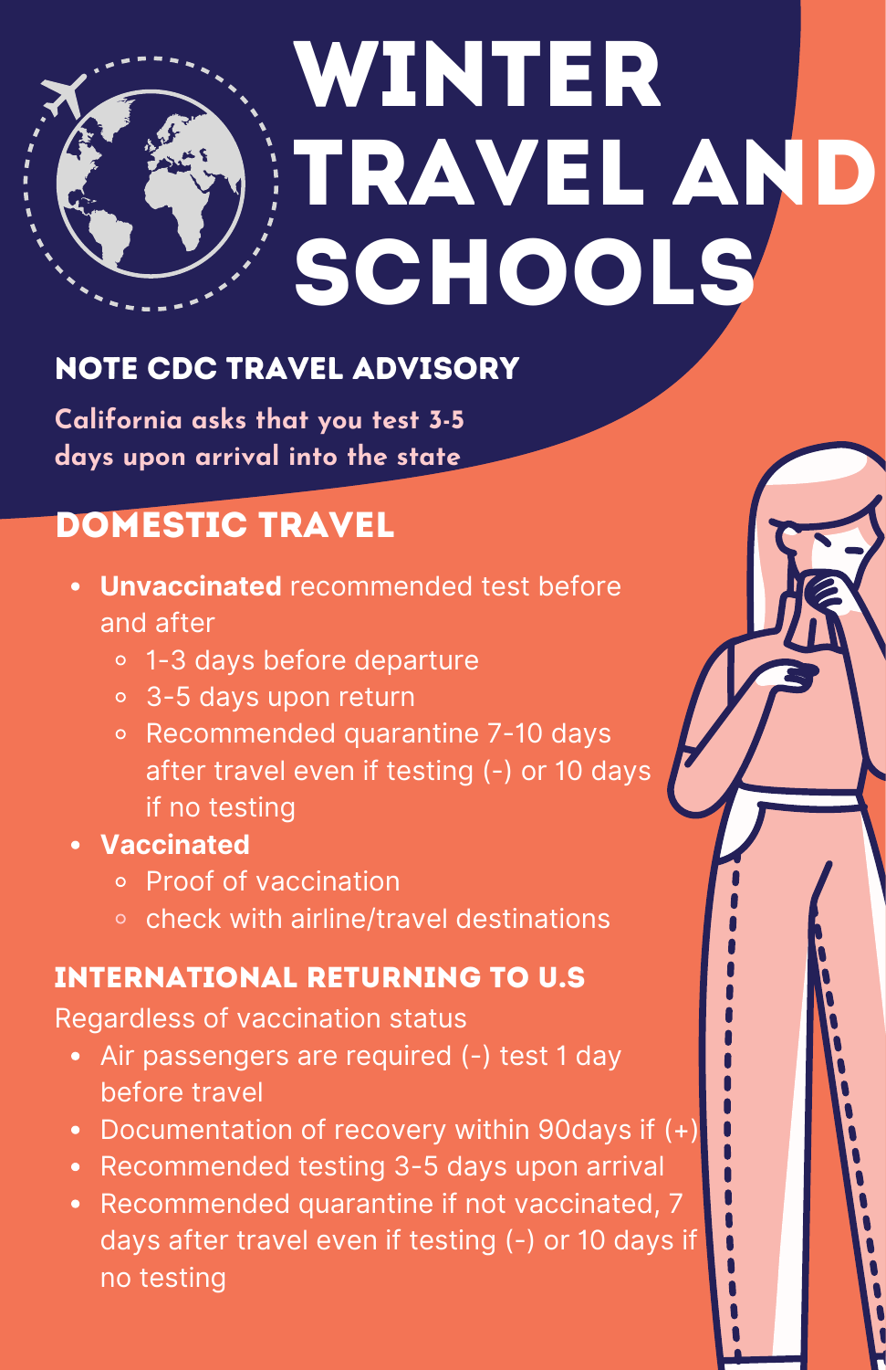# WINTER TRAVEL AND SCHOOLS

## NOTE CDC TRAVEL ADVISORY

**California asks that you test 3-5 days upon arrival into the state**

## DOMESTIC TRAVEL

- **Unvaccinated** recommended test before and after
  - 1-3 days before departure
  - 3-5 days upon return
  - Recommended quarantine 7-10 days after travel even if testing (-) or 10 days if no testing
- **Vaccinated**
  - Proof of vaccination
  - check with airline/travel destinations

## INTERNATIONAL RETURNING TO U.S

Regardless of vaccination status

- Air passengers are required (-) test 1 day before travel
- Documentation of recovery within 90days if (+)
- Recommended testing 3-5 days upon arrival
- Recommended quarantine if not vaccinated, 7 days after travel even if testing (-) or 10 days if no testing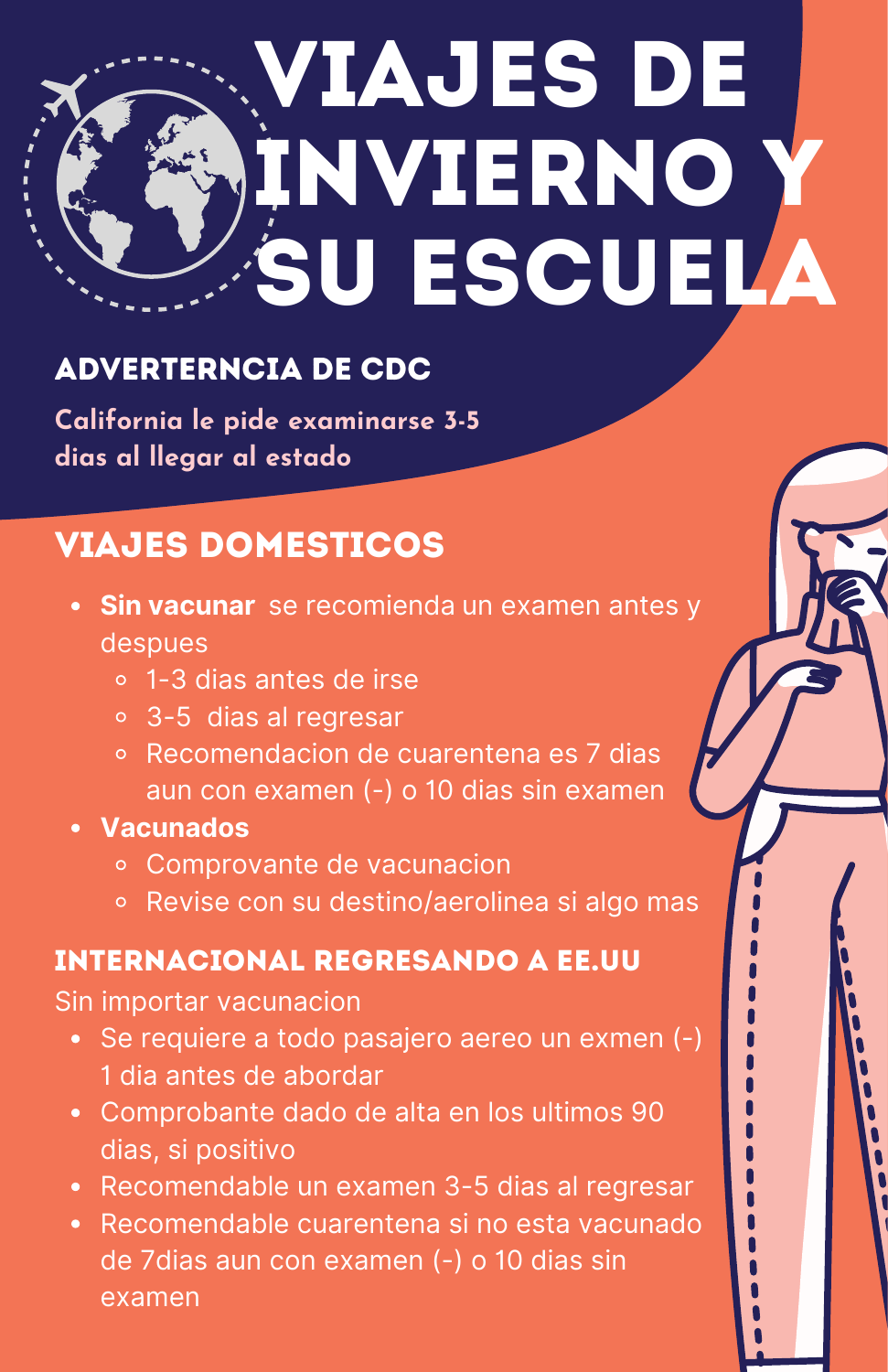# VIAJES DE INVIERNO Y SU ESCUELA

## ADVERTERNCIA DE CDC

**California le pide examinarse 3-5 dias al llegar al estado**

## VIAJES DOMESTICOS

- **Sin vacunar** se recomienda un examen antes y despues
  - 1-3 dias antes de irse
  - 3-5 dias al regresar
  - Recomendacion de cuarentena es 7 dias aun con examen (-) o 10 dias sin examen
- **Vacunados**
  - Comprovante de vacunacion
  - Revise con su destino/aerolinea si algo mas

## INTERNACIONAL REGRESANDO A EE.UU

Sin importar vacunacion

- Se requiere a todo pasajero aereo un exmen (-) 1 dia antes de abordar
- Comprobante dado de alta en los ultimos 90 dias, si positivo
- Recomendable un examen 3-5 dias al regresar
- Recomendable cuarentena si no esta vacunado de 7dias aun con examen (-) o 10 dias sin examen